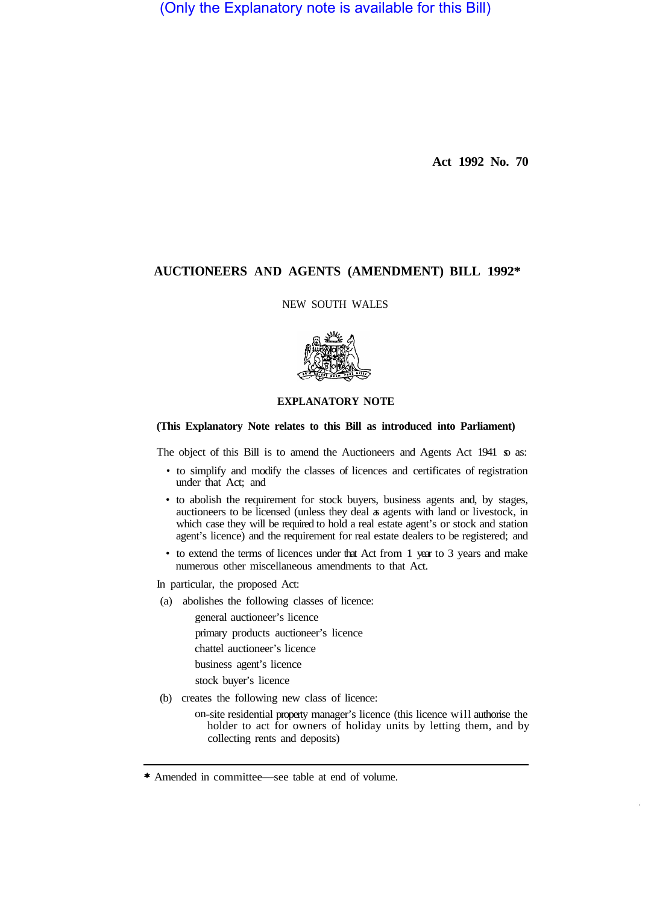(Only the Explanatory note is available for this Bill)

**Act 1992 No. 70**

# AUCTIONEERS AND AGENTS (AMENDMENT) BILL 1992*

NEW SOUTH WALES

## EXPLANATORY NOTE

**(This Explanatory Note relates to this Bill as introduced into Parliament)**

The object of this Bill is to amend the Auctioneers and Agents Act 1941 so as:

- to simplify and modify the classes of licences and certificates of registration under that Act; and
- to abolish the requirement for stock buyers, business agents and, by stages, auctioneers to be licensed (unless they deal as agents with land or livestock, in which case they will be required to hold a real estate agent's or stock and station agent's licence) and the requirement for real estate dealers to be registered; and
- to extend the terms of licences under that Act from 1 year to 3 years and make numerous other miscellaneous amendments to that Act.

In particular, the proposed Act:

(a) abolishes the following classes of licence:

general auctioneer's licence
primary products auctioneer's licence
chattel auctioneer's licence
business agent's licence
stock buyer's licence

(b) creates the following new class of licence:

on-site residential property manager's licence (this licence will authorise the holder to act for owners of holiday units by letting them, and by collecting rents and deposits)

---

* Amended in committee—see table at end of volume.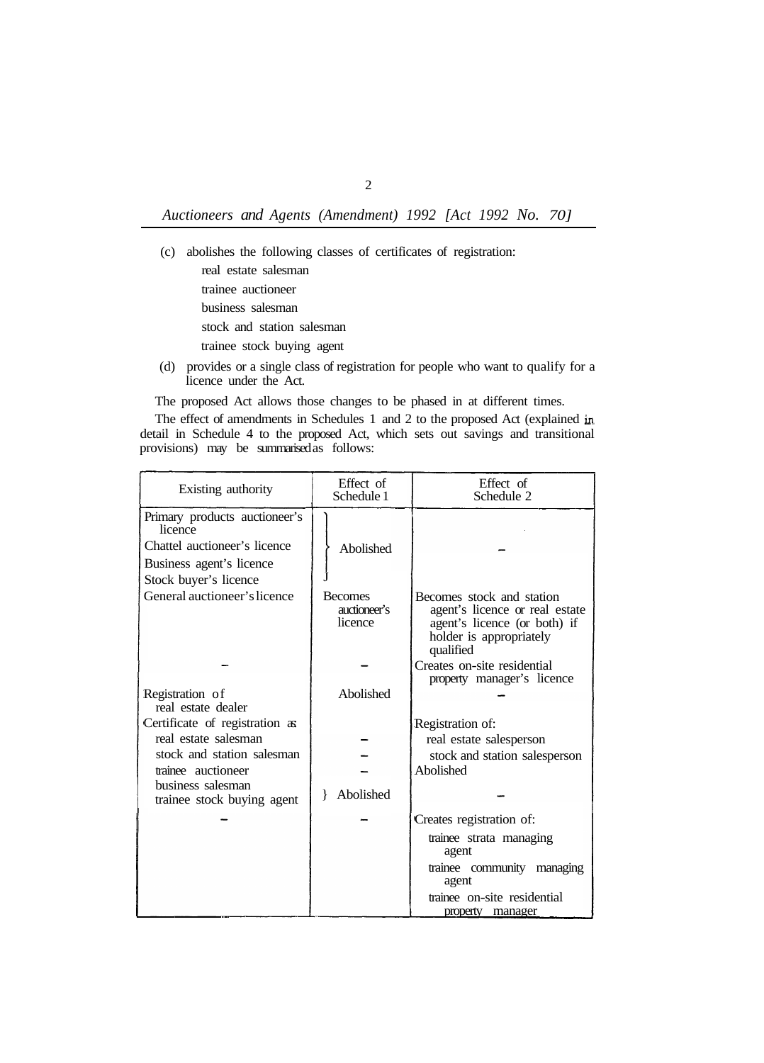(c) abolishes the following classes of certificates of registration:

real estate salesman

trainee auctioneer

business salesman

stock and station salesman

trainee stock buying agent

(d) provides or a single class of registration for people who want to qualify for a licence under the Act.

The proposed Act allows those changes to be phased in at different times.

The effect of amendments in Schedules 1 and 2 to the proposed Act (explained in detail in Schedule 4 to the proposed Act, which sets out savings and transitional provisions) may be summarised as follows:

| Existing authority | Effect of Schedule 1 | Effect of Schedule 2 |
|---|---|---|
| Primary products auctioneer's licence<br>Chattel auctioneer's licence<br>Business agent's licence<br>Stock buyer's licence | Abolished | – |
| General auctioneer's licence | Becomes auctioneer's licence | Becomes stock and station agent's licence or real estate agent's licence (or both) if holder is appropriately qualified |
| – | – | Creates on-site residential property manager's licence |
| Registration of real estate dealer | Abolished | – |
| Certificate of registration as: | | Registration of: |
| real estate salesman | – | real estate salesperson |
| stock and station salesman | – | stock and station salesperson |
| trainee auctioneer | – | Abolished |
| business salesman<br>trainee stock buying agent | Abolished | – |
| – | – | Creates registration of:<br>trainee strata managing agent<br>trainee community managing agent<br>trainee on-site residential property manager |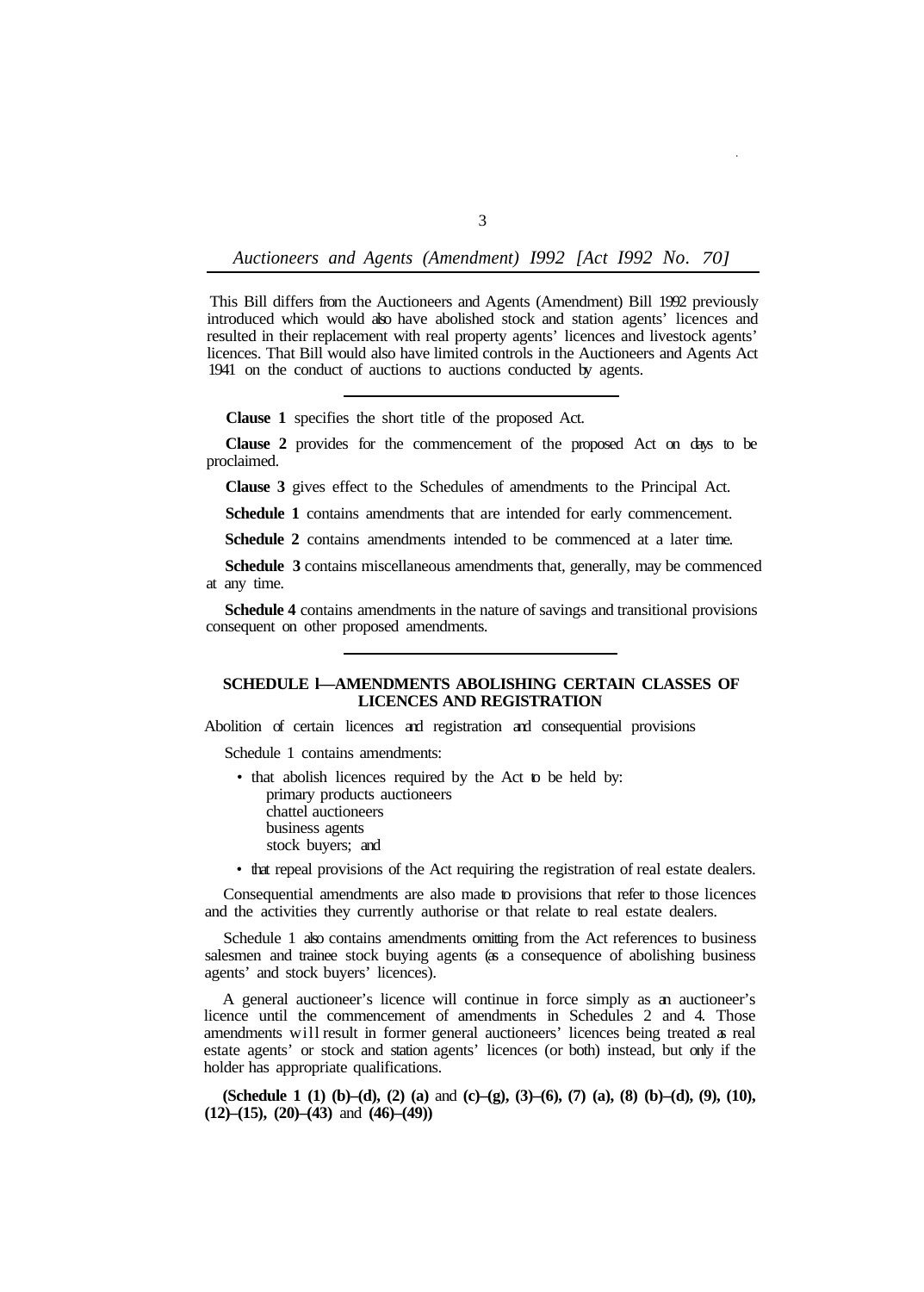This Bill differs from the Auctioneers and Agents (Amendment) Bill 1992 previously introduced which would also have abolished stock and station agents' licences and resulted in their replacement with real property agents' licences and livestock agents' licences. That Bill would also have limited controls in the Auctioneers and Agents Act 1941 on the conduct of auctions to auctions conducted by agents.

---

**Clause 1** specifies the short title of the proposed Act.

**Clause 2** provides for the commencement of the proposed Act on days to be proclaimed.

**Clause 3** gives effect to the Schedules of amendments to the Principal Act.

**Schedule 1** contains amendments that are intended for early commencement.

**Schedule 2** contains amendments intended to be commenced at a later time.

**Schedule 3** contains miscellaneous amendments that, generally, may be commenced at any time.

**Schedule 4** contains amendments in the nature of savings and transitional provisions consequent on other proposed amendments.

---

## SCHEDULE 1—AMENDMENTS ABOLISHING CERTAIN CLASSES OF LICENCES AND REGISTRATION

Abolition of certain licences and registration and consequential provisions

Schedule 1 contains amendments:

- that abolish licences required by the Act to be held by:
  - primary products auctioneers
  - chattel auctioneers
  - business agents
  - stock buyers; and
- that repeal provisions of the Act requiring the registration of real estate dealers.

Consequential amendments are also made to provisions that refer to those licences and the activities they currently authorise or that relate to real estate dealers.

Schedule 1 also contains amendments omitting from the Act references to business salesmen and trainee stock buying agents (as a consequence of abolishing business agents' and stock buyers' licences).

A general auctioneer's licence will continue in force simply as an auctioneer's licence until the commencement of amendments in Schedules 2 and 4. Those amendments will result in former general auctioneers' licences being treated as real estate agents' or stock and station agents' licences (or both) instead, but only if the holder has appropriate qualifications.

**(Schedule 1 (1) (b)–(d), (2) (a)** and **(c)–(g), (3)–(6), (7) (a), (8) (b)–(d), (9), (10), (12)–(15), (20)–(43)** and **(46)–(49))**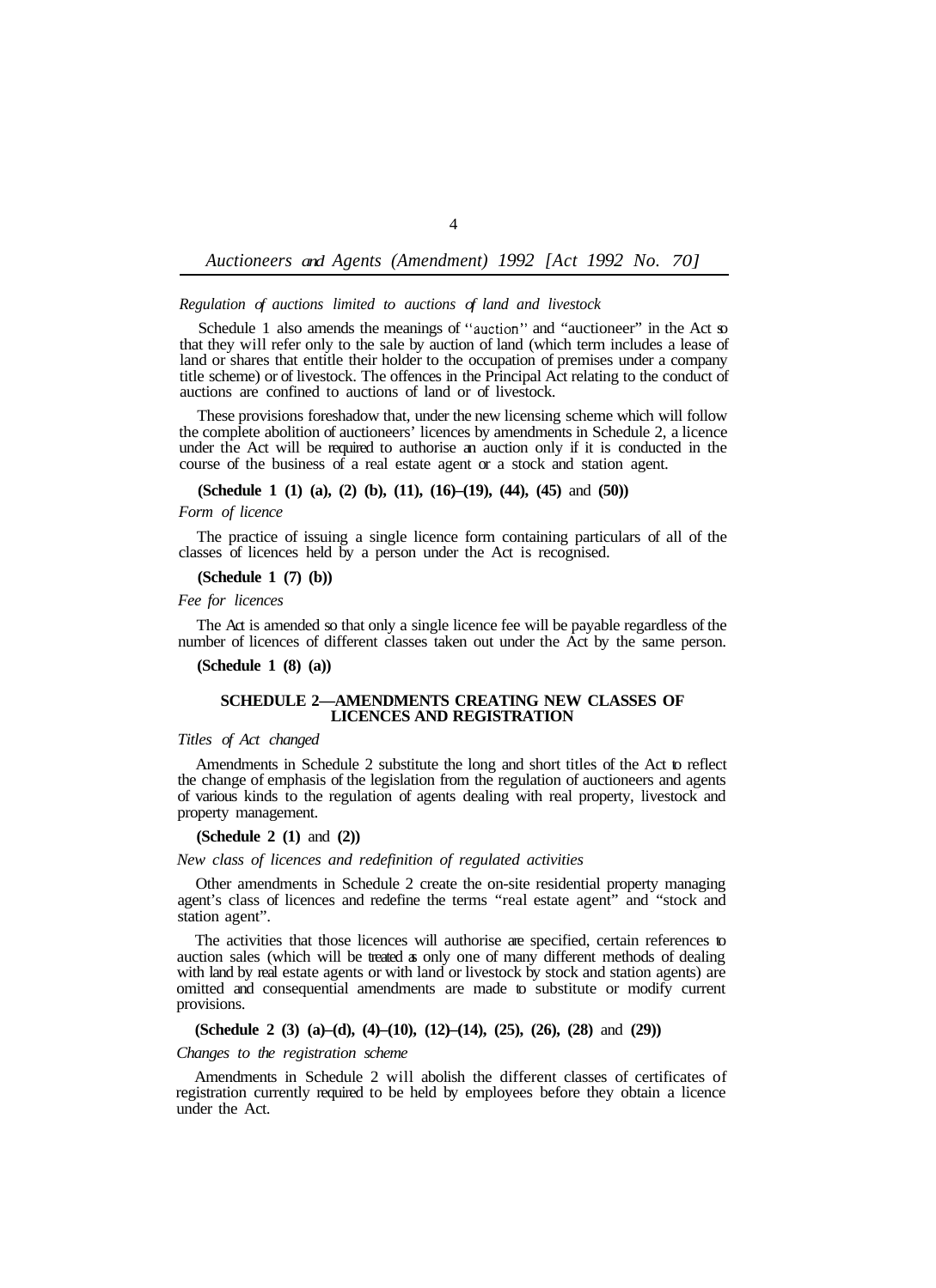*Regulation of auctions limited to auctions of land and livestock*

Schedule 1 also amends the meanings of "auction" and "auctioneer" in the Act so that they will refer only to the sale by auction of land (which term includes a lease of land or shares that entitle their holder to the occupation of premises under a company title scheme) or of livestock. The offences in the Principal Act relating to the conduct of auctions are confined to auctions of land or of livestock.

These provisions foreshadow that, under the new licensing scheme which will follow the complete abolition of auctioneers' licences by amendments in Schedule 2, a licence under the Act will be required to authorise an auction only if it is conducted in the course of the business of a real estate agent or a stock and station agent.

**(Schedule 1 (1) (a), (2) (b), (11), (16)–(19), (44), (45)** and **(50))**

*Form of licence*

The practice of issuing a single licence form containing particulars of all of the classes of licences held by a person under the Act is recognised.

**(Schedule 1 (7) (b))**

*Fee for licences*

The Act is amended so that only a single licence fee will be payable regardless of the number of licences of different classes taken out under the Act by the same person.

**(Schedule 1 (8) (a))**

## SCHEDULE 2—AMENDMENTS CREATING NEW CLASSES OF LICENCES AND REGISTRATION

*Titles of Act changed*

Amendments in Schedule 2 substitute the long and short titles of the Act to reflect the change of emphasis of the legislation from the regulation of auctioneers and agents of various kinds to the regulation of agents dealing with real property, livestock and property management.

**(Schedule 2 (1)** and **(2))**

*New class of licences and redefinition of regulated activities*

Other amendments in Schedule 2 create the on-site residential property managing agent's class of licences and redefine the terms "real estate agent" and "stock and station agent".

The activities that those licences will authorise are specified, certain references to auction sales (which will be treated as only one of many different methods of dealing with land by real estate agents or with land or livestock by stock and station agents) are omitted and consequential amendments are made to substitute or modify current provisions.

**(Schedule 2 (3) (a)–(d), (4)–(10), (12)–(14), (25), (26), (28)** and **(29))**

*Changes to the registration scheme*

Amendments in Schedule 2 will abolish the different classes of certificates of registration currently required to be held by employees before they obtain a licence under the Act.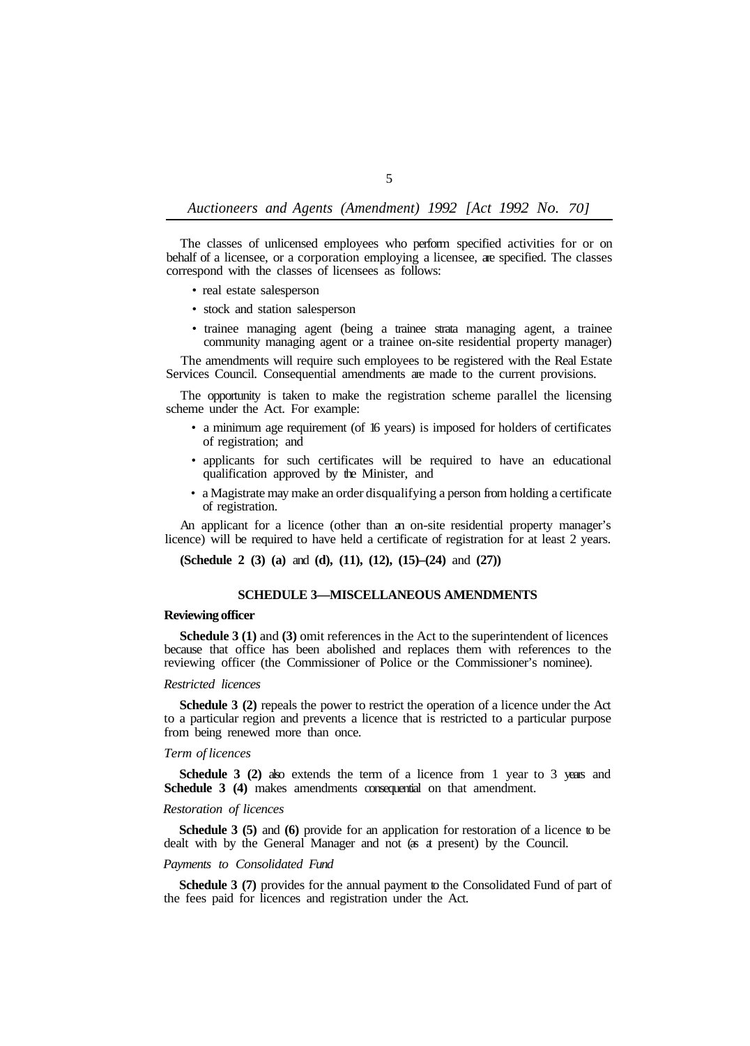The classes of unlicensed employees who perform specified activities for or on behalf of a licensee, or a corporation employing a licensee, are specified. The classes correspond with the classes of licensees as follows:

- real estate salesperson
- stock and station salesperson
- trainee managing agent (being a trainee strata managing agent, a trainee community managing agent or a trainee on-site residential property manager)

The amendments will require such employees to be registered with the Real Estate Services Council. Consequential amendments are made to the current provisions.

The opportunity is taken to make the registration scheme parallel the licensing scheme under the Act. For example:

- a minimum age requirement (of 16 years) is imposed for holders of certificates of registration; and
- applicants for such certificates will be required to have an educational qualification approved by the Minister, and
- a Magistrate may make an order disqualifying a person from holding a certificate of registration.

An applicant for a licence (other than an on-site residential property manager's licence) will be required to have held a certificate of registration for at least 2 years.

**(Schedule 2 (3) (a)** and **(d), (11), (12), (15)–(24)** and **(27))**

## SCHEDULE 3—MISCELLANEOUS AMENDMENTS

**Reviewing officer**

**Schedule 3 (1)** and **(3)** omit references in the Act to the superintendent of licences because that office has been abolished and replaces them with references to the reviewing officer (the Commissioner of Police or the Commissioner's nominee).

*Restricted licences*

**Schedule 3 (2)** repeals the power to restrict the operation of a licence under the Act to a particular region and prevents a licence that is restricted to a particular purpose from being renewed more than once.

*Term of licences*

**Schedule 3 (2)** also extends the term of a licence from 1 year to 3 years and **Schedule 3 (4)** makes amendments consequential on that amendment.

*Restoration of licences*

**Schedule 3 (5)** and **(6)** provide for an application for restoration of a licence to be dealt with by the General Manager and not (as at present) by the Council.

*Payments to Consolidated Fund*

**Schedule 3 (7)** provides for the annual payment to the Consolidated Fund of part of the fees paid for licences and registration under the Act.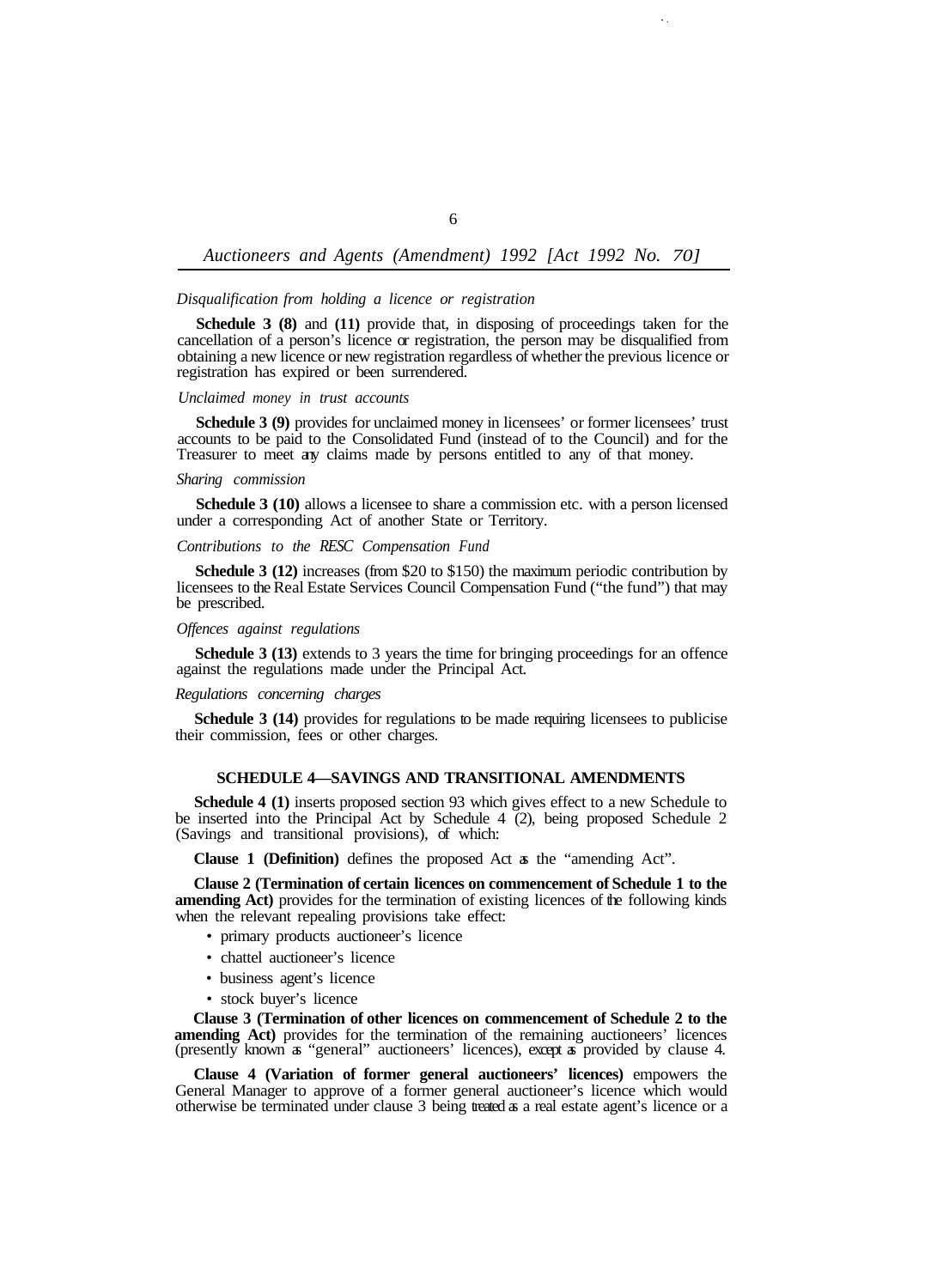*Disqualification from holding a licence or registration*

**Schedule 3 (8)** and **(11)** provide that, in disposing of proceedings taken for the cancellation of a person's licence or registration, the person may be disqualified from obtaining a new licence or new registration regardless of whether the previous licence or registration has expired or been surrendered.

*Unclaimed money in trust accounts*

**Schedule 3 (9)** provides for unclaimed money in licensees' or former licensees' trust accounts to be paid to the Consolidated Fund (instead of to the Council) and for the Treasurer to meet any claims made by persons entitled to any of that money.

*Sharing commission*

**Schedule 3 (10)** allows a licensee to share a commission etc. with a person licensed under a corresponding Act of another State or Territory.

*Contributions to the RESC Compensation Fund*

**Schedule 3 (12)** increases (from $20 to $150) the maximum periodic contribution by licensees to the Real Estate Services Council Compensation Fund ("the fund") that may be prescribed.

*Offences against regulations*

**Schedule 3 (13)** extends to 3 years the time for bringing proceedings for an offence against the regulations made under the Principal Act.

*Regulations concerning charges*

**Schedule 3 (14)** provides for regulations to be made requiring licensees to publicise their commission, fees or other charges.

## SCHEDULE 4—SAVINGS AND TRANSITIONAL AMENDMENTS

**Schedule 4 (1)** inserts proposed section 93 which gives effect to a new Schedule to be inserted into the Principal Act by Schedule 4 (2), being proposed Schedule 2 (Savings and transitional provisions), of which:

**Clause 1 (Definition)** defines the proposed Act as the "amending Act".

**Clause 2 (Termination of certain licences on commencement of Schedule 1 to the amending Act)** provides for the termination of existing licences of the following kinds when the relevant repealing provisions take effect:

- primary products auctioneer's licence
- chattel auctioneer's licence
- business agent's licence
- stock buyer's licence

**Clause 3 (Termination of other licences on commencement of Schedule 2 to the amending Act)** provides for the termination of the remaining auctioneers' licences (presently known as "general" auctioneers' licences), except as provided by clause 4.

**Clause 4 (Variation of former general auctioneers' licences)** empowers the General Manager to approve of a former general auctioneer's licence which would otherwise be terminated under clause 3 being treated as a real estate agent's licence or a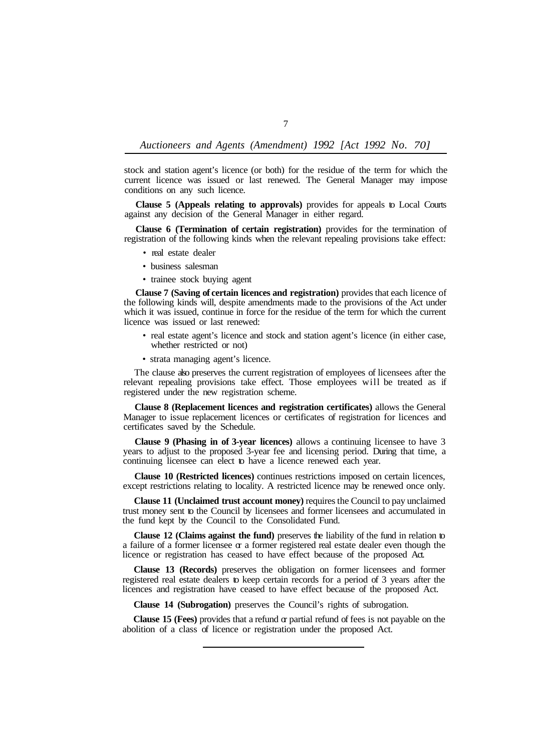stock and station agent's licence (or both) for the residue of the term for which the current licence was issued or last renewed. The General Manager may impose conditions on any such licence.

**Clause 5 (Appeals relating to approvals)** provides for appeals to Local Courts against any decision of the General Manager in either regard.

**Clause 6 (Termination of certain registration)** provides for the termination of registration of the following kinds when the relevant repealing provisions take effect:

- real estate dealer
- business salesman
- trainee stock buying agent

**Clause 7 (Saving of certain licences and registration)** provides that each licence of the following kinds will, despite amendments made to the provisions of the Act under which it was issued, continue in force for the residue of the term for which the current licence was issued or last renewed:

- real estate agent's licence and stock and station agent's licence (in either case, whether restricted or not)
- strata managing agent's licence.

The clause also preserves the current registration of employees of licensees after the relevant repealing provisions take effect. Those employees will be treated as if registered under the new registration scheme.

**Clause 8 (Replacement licences and registration certificates)** allows the General Manager to issue replacement licences or certificates of registration for licences and certificates saved by the Schedule.

**Clause 9 (Phasing in of 3-year licences)** allows a continuing licensee to have 3 years to adjust to the proposed 3-year fee and licensing period. During that time, a continuing licensee can elect to have a licence renewed each year.

**Clause 10 (Restricted licences)** continues restrictions imposed on certain licences, except restrictions relating to locality. A restricted licence may be renewed once only.

**Clause 11 (Unclaimed trust account money)** requires the Council to pay unclaimed trust money sent to the Council by licensees and former licensees and accumulated in the fund kept by the Council to the Consolidated Fund.

**Clause 12 (Claims against the fund)** preserves the liability of the fund in relation to a failure of a former licensee or a former registered real estate dealer even though the licence or registration has ceased to have effect because of the proposed Act.

**Clause 13 (Records)** preserves the obligation on former licensees and former registered real estate dealers to keep certain records for a period of 3 years after the licences and registration have ceased to have effect because of the proposed Act.

**Clause 14 (Subrogation)** preserves the Council's rights of subrogation.

**Clause 15 (Fees)** provides that a refund or partial refund of fees is not payable on the abolition of a class of licence or registration under the proposed Act.